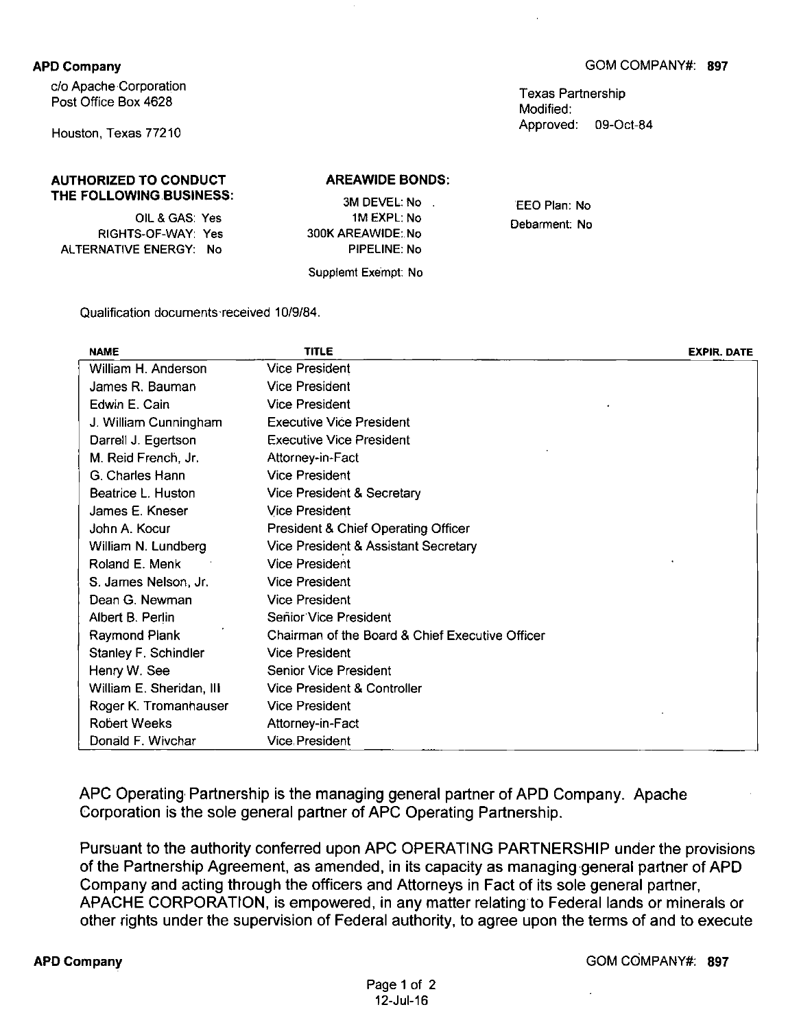**APD Company**

c/o Apache Corporation
Post Office Box 4628

Houston, Texas 77210

GOM COMPANY#: **897**

Texas Partnership
Modified:
Approved: 09-Oct-84

**AUTHORIZED TO CONDUCT THE FOLLOWING BUSINESS:**

OIL & GAS: Yes
RIGHTS-OF-WAY: Yes
ALTERNATIVE ENERGY: No

**AREAWIDE BONDS:**

3M DEVEL: No
1M EXPL: No
300K AREAWIDE: No
PIPELINE: No

Supplemt Exempt: No

EEO Plan: No
Debarment: No

Qualification documents received 10/9/84.

| NAME | TITLE | EXPIR. DATE |
|---|---|---|
| William H. Anderson | Vice President | |
| James R. Bauman | Vice President | |
| Edwin E. Cain | Vice President | |
| J. William Cunningham | Executive Vice President | |
| Darrell J. Egertson | Executive Vice President | |
| M. Reid French, Jr. | Attorney-in-Fact | |
| G. Charles Hann | Vice President | |
| Beatrice L. Huston | Vice President & Secretary | |
| James E. Kneser | Vice President | |
| John A. Kocur | President & Chief Operating Officer | |
| William N. Lundberg | Vice President & Assistant Secretary | |
| Roland E. Menk | Vice President | |
| S. James Nelson, Jr. | Vice President | |
| Dean G. Newman | Vice President | |
| Albert B. Perlin | Senior Vice President | |
| Raymond Plank | Chairman of the Board & Chief Executive Officer | |
| Stanley F. Schindler | Vice President | |
| Henry W. See | Senior Vice President | |
| William E. Sheridan, III | Vice President & Controller | |
| Roger K. Tromanhauser | Vice President | |
| Robert Weeks | Attorney-in-Fact | |
| Donald F. Wivchar | Vice President | |

APC Operating Partnership is the managing general partner of APD Company. Apache Corporation is the sole general partner of APC Operating Partnership.

Pursuant to the authority conferred upon APC OPERATING PARTNERSHIP under the provisions of the Partnership Agreement, as amended, in its capacity as managing general partner of APD Company and acting through the officers and Attorneys in Fact of its sole general partner, APACHE CORPORATION, is empowered, in any matter relating to Federal lands or minerals or other rights under the supervision of Federal authority, to agree upon the terms of and to execute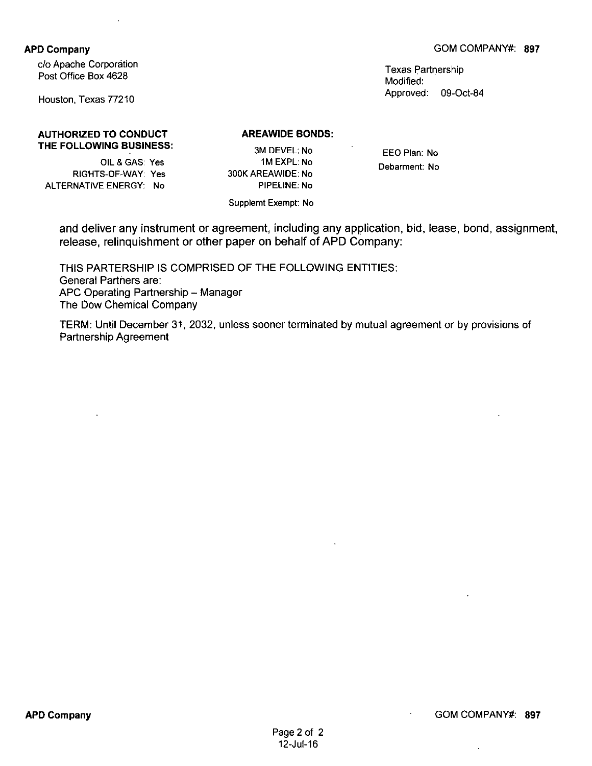**APD Company**

c/o Apache Corporation
Post Office Box 4628

Houston, Texas 77210

GOM COMPANY#: **897**

Texas Partnership
Modified:
Approved: 09-Oct-84

**AUTHORIZED TO CONDUCT THE FOLLOWING BUSINESS:**

OIL & GAS: Yes
RIGHTS-OF-WAY: Yes
ALTERNATIVE ENERGY: No

**AREAWIDE BONDS:**

3M DEVEL: No
1M EXPL: No
300K AREAWIDE: No
PIPELINE: No

Supplemt Exempt: No

EEO Plan: No
Debarment: No

and deliver any instrument or agreement, including any application, bid, lease, bond, assignment, release, relinquishment or other paper on behalf of APD Company:

THIS PARTERSHIP IS COMPRISED OF THE FOLLOWING ENTITIES:
General Partners are:
APC Operating Partnership – Manager
The Dow Chemical Company

TERM: Until December 31, 2032, unless sooner terminated by mutual agreement or by provisions of Partnership Agreement